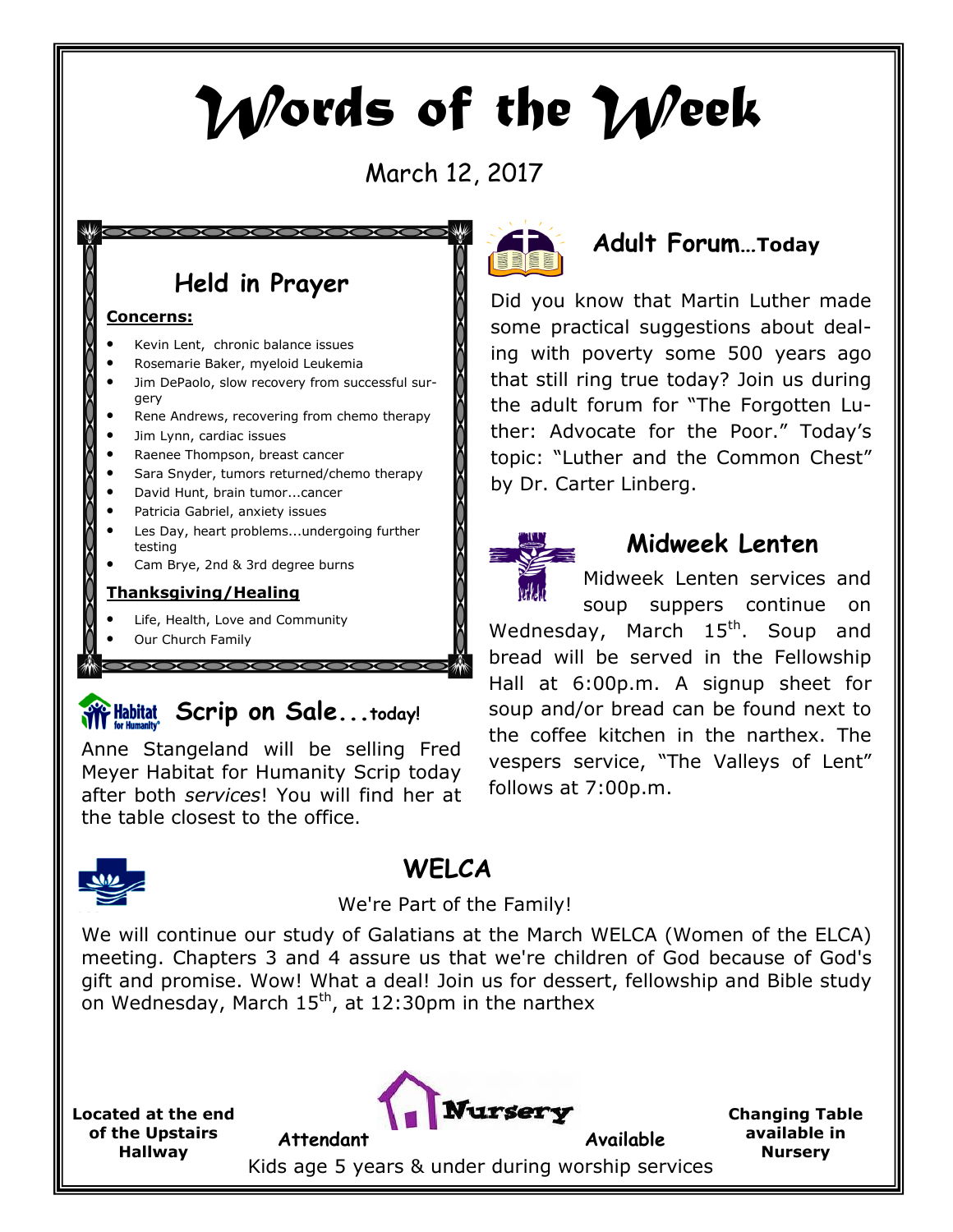# Words of the Week

March 12, 2017

## Held in Prayer

**Concerns:**

- Kevin Lent, chronic balance issues
- Rosemarie Baker, myeloid Leukemia
- Jim DePaolo, slow recovery from successful surgery
- Rene Andrews, recovering from chemo therapy
- Jim Lynn, cardiac issues
- Raenee Thompson, breast cancer
- Sara Snyder, tumors returned/chemo therapy
- David Hunt, brain tumor...cancer
- Patricia Gabriel, anxiety issues
- Les Day, heart problems...undergoing further testing
- Cam Brye, 2nd & 3rd degree burns

**Thanksgiving/Healing**

- Life, Health, Love and Community
- Our Church Family

## Scrip on Sale...today!

Anne Stangeland will be selling Fred Meyer Habitat for Humanity Scrip today after both *services*! You will find her at the table closest to the office.

## Adult Forum...Today

Did you know that Martin Luther made some practical suggestions about dealing with poverty some 500 years ago that still ring true today? Join us during the adult forum for "The Forgotten Luther: Advocate for the Poor." Today's topic: "Luther and the Common Chest" by Dr. Carter Linberg.

## Midweek Lenten

Midweek Lenten services and soup suppers continue on Wednesday, March 15th. Soup and bread will be served in the Fellowship Hall at 6:00p.m. A signup sheet for soup and/or bread can be found next to the coffee kitchen in the narthex. The vespers service, "The Valleys of Lent" follows at 7:00p.m.

## WELCA

We're Part of the Family!

We will continue our study of Galatians at the March WELCA (Women of the ELCA) meeting. Chapters 3 and 4 assure us that we're children of God because of God's gift and promise. Wow! What a deal! Join us for dessert, fellowship and Bible study on Wednesday, March 15th, at 12:30pm in the narthex

## Nursery

**Located at the end of the Upstairs Hallway**

**Attendant Available**

Kids age 5 years & under during worship services

**Changing Table available in Nursery**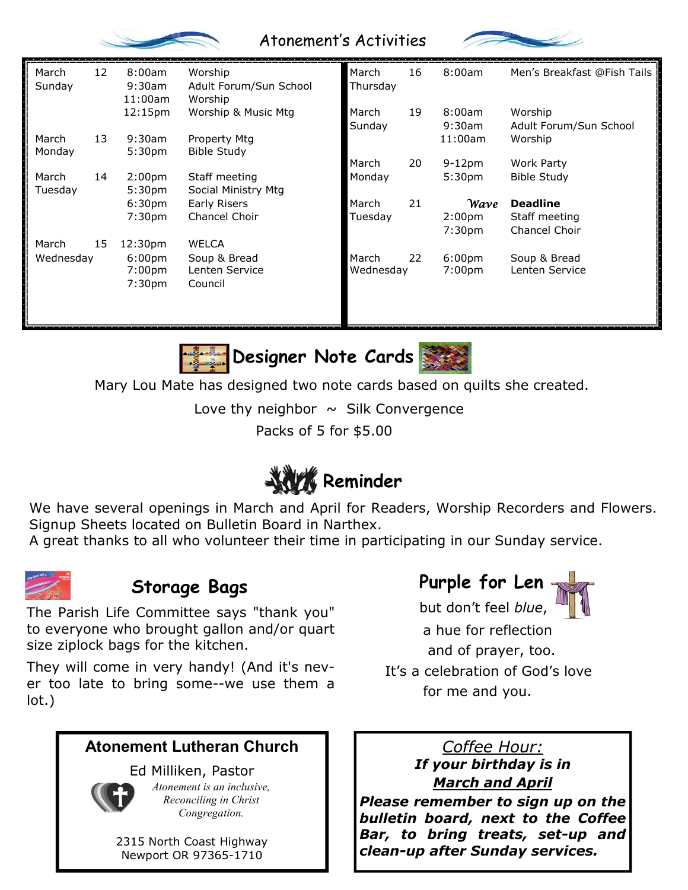## Atonement's Activities

| | | | |
|---|---|---|---|
| March 12 Sunday | 8:00am | Worship | |
| | 9:30am | Adult Forum/Sun School | |
| | 11:00am | Worship | |
| | 12:15pm | Worship & Music Mtg | |
| March 13 Monday | 9:30am | Property Mtg | |
| | 5:30pm | Bible Study | |
| March 14 Tuesday | 2:00pm | Staff meeting | |
| | 5:30pm | Social Ministry Mtg | |
| | 6:30pm | Early Risers | |
| | 7:30pm | Chancel Choir | |
| March 15 Wednesday | 12:30pm | WELCA | |
| | 6:00pm | Soup & Bread | |
| | 7:00pm | Lenten Service | |
| | 7:30pm | Council | |
| March 16 Thursday | 8:00am | Men's Breakfast @Fish Tails | |
| March 19 Sunday | 8:00am | Worship | |
| | 9:30am | Adult Forum/Sun School | |
| | 11:00am | Worship | |
| March 20 Monday | 9-12pm | Work Party | |
| | 5:30pm | Bible Study | |
| March 21 Tuesday | *Wave* | **Deadline** | |
| | 2:00pm | Staff meeting | |
| | 7:30pm | Chancel Choir | |
| March 22 Wednesday | 6:00pm | Soup & Bread | |
| | 7:00pm | Lenten Service | |

## Designer Note Cards

Mary Lou Mate has designed two note cards based on quilts she created.

Love thy neighbor ~ Silk Convergence

Packs of 5 for $5.00

## Reminder

We have several openings in March and April for Readers, Worship Recorders and Flowers. Signup Sheets located on Bulletin Board in Narthex.

A great thanks to all who volunteer their time in participating in our Sunday service.

## Storage Bags

The Parish Life Committee says "thank you" to everyone who brought gallon and/or quart size ziplock bags for the kitchen.

They will come in very handy! (And it's never too late to bring some--we use them a lot.)

## Purple for Len

but don't feel *blue*,
a hue for reflection
and of prayer, too.
It's a celebration of God's love
for me and you.

**Atonement Lutheran Church**

Ed Milliken, Pastor

*Atonement is an inclusive, Reconciling in Christ Congregation.*

2315 North Coast Highway
Newport OR 97365-1710

*Coffee Hour:*

***If your birthday is in March and April***

***Please remember to sign up on the bulletin board, next to the Coffee Bar, to bring treats, set-up and clean-up after Sunday services.***